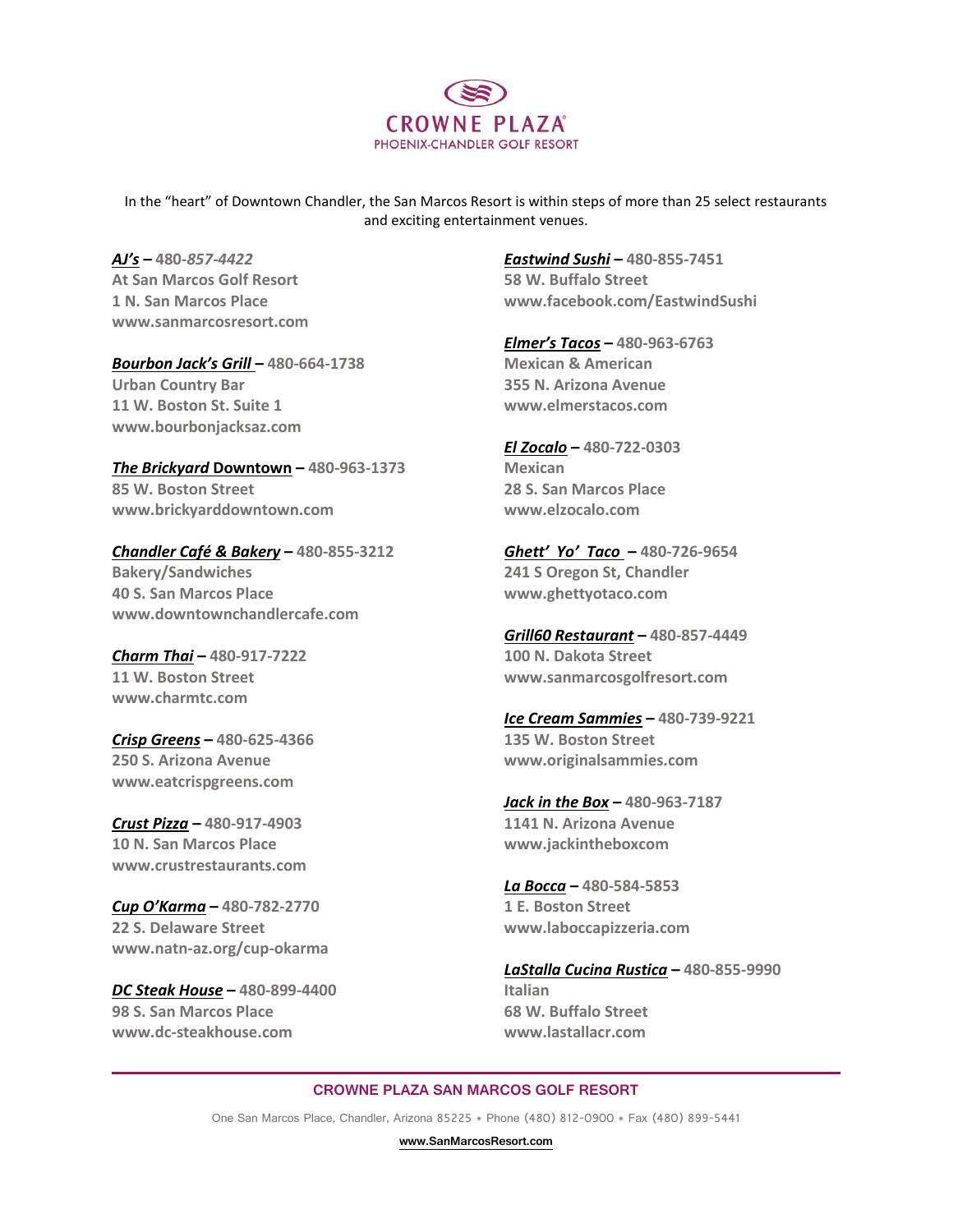# CROWNE PLAZA

PHOENIX-CHANDLER GOLF RESORT

In the "heart" of Downtown Chandler, the San Marcos Resort is within steps of more than 25 select restaurants and exciting entertainment venues.

***AJ's*** **– 480-*857-4422***
**At San Marcos Golf Resort**
**1 N. San Marcos Place**
**www.sanmarcosresort.com**

***Bourbon Jack's Grill*** **– 480-664-1738**
**Urban Country Bar**
**11 W. Boston St. Suite 1**
**www.bourbonjacksaz.com**

***The Brickyard* Downtown – 480-963-1373**
**85 W. Boston Street**
**www.brickyarddowntown.com**

***Chandler Café & Bakery*** **– 480-855-3212**
**Bakery/Sandwiches**
**40 S. San Marcos Place**
**www.downtownchandlercafe.com**

***Charm Thai*** **– 480-917-7222**
**11 W. Boston Street**
**www.charmtc.com**

***Crisp Greens*** **– 480-625-4366**
**250 S. Arizona Avenue**
**www.eatcrispgreens.com**

***Crust Pizza*** **– 480-917-4903**
**10 N. San Marcos Place**
**www.crustrestaurants.com**

***Cup O'Karma*** **– 480-782-2770**
**22 S. Delaware Street**
**www.natn-az.org/cup-okarma**

***DC Steak House*** **– 480-899-4400**
**98 S. San Marcos Place**
**www.dc-steakhouse.com**

***Eastwind Sushi*** **– 480-855-7451**
**58 W. Buffalo Street**
**www.facebook.com/EastwindSushi**

***Elmer's Tacos*** **– 480-963-6763**
**Mexican & American**
**355 N. Arizona Avenue**
**www.elmerstacos.com**

***El Zocalo*** **– 480-722-0303**
**Mexican**
**28 S. San Marcos Place**
**www.elzocalo.com**

***Ghett' Yo' Taco*** **– 480-726-9654**
**241 S Oregon St, Chandler**
**www.ghettyotaco.com**

***Grill60 Restaurant*** **– 480-857-4449**
**100 N. Dakota Street**
**www.sanmarcosgolfresort.com**

***Ice Cream Sammies*** **– 480-739-9221**
**135 W. Boston Street**
**www.originalsammies.com**

***Jack in the Box*** **– 480-963-7187**
**1141 N. Arizona Avenue**
**www.jackintheboxcom**

***La Bocca*** **– 480-584-5853**
**1 E. Boston Street**
**www.laboccapizzeria.com**

***LaStalla Cucina Rustica*** **– 480-855-9990**
**Italian**
**68 W. Buffalo Street**
**www.lastallacr.com**

**CROWNE PLAZA SAN MARCOS GOLF RESORT**

One San Marcos Place, Chandler, Arizona 85225 * Phone (480) 812-0900 * Fax (480) 899-5441

www.SanMarcosResort.com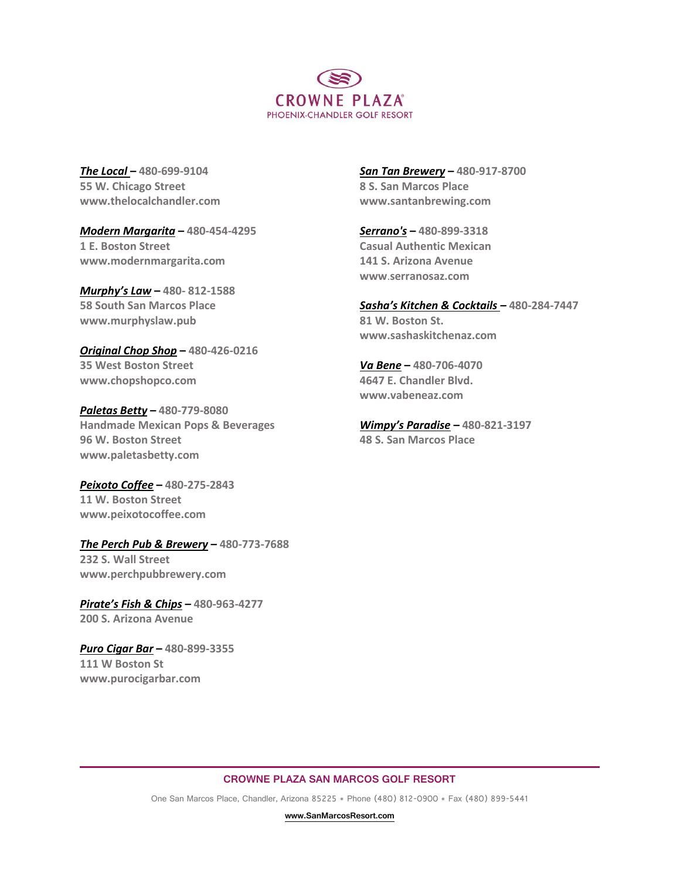CROWNE PLAZA
PHOENIX-CHANDLER GOLF RESORT

***The Local*** **– 480-699-9104**
**55 W. Chicago Street**
**www.thelocalchandler.com**

***Modern Margarita*** **– 480-454-4295**
**1 E. Boston Street**
**www.modernmargarita.com**

***Murphy's Law*** **– 480- 812-1588**
**58 South San Marcos Place**
**www.murphyslaw.pub**

***Original Chop Shop*** **– 480-426-0216**
**35 West Boston Street**
**www.chopshopco.com**

***Paletas Betty*** **– 480-779-8080**
**Handmade Mexican Pops & Beverages**
**96 W. Boston Street**
**www.paletasbetty.com**

***Peixoto Coffee*** **– 480-275-2843**
**11 W. Boston Street**
**www.peixotocoffee.com**

***The Perch Pub & Brewery*** **– 480-773-7688**
**232 S. Wall Street**
**www.perchpubbrewery.com**

***Pirate's Fish & Chips*** **– 480-963-4277**
**200 S. Arizona Avenue**

***Puro Cigar Bar*** **– 480-899-3355**
**111 W Boston St**
**www.purocigarbar.com**

***San Tan Brewery*** **– 480-917-8700**
**8 S. San Marcos Place**
**www.santanbrewing.com**

***Serrano's*** **– 480-899-3318**
**Casual Authentic Mexican**
**141 S. Arizona Avenue**
**www.serranosaz.com**

***Sasha's Kitchen & Cocktails*** **– 480-284-7447**
**81 W. Boston St.**
**www.sashaskitchenaz.com**

***Va Bene*** **– 480-706-4070**
**4647 E. Chandler Blvd.**
**www.vabeneaz.com**

***Wimpy's Paradise*** **– 480-821-3197**
**48 S. San Marcos Place**

**CROWNE PLAZA SAN MARCOS GOLF RESORT**

One San Marcos Place, Chandler, Arizona 85225 * Phone (480) 812-0900 * Fax (480) 899-5441

www.SanMarcosResort.com